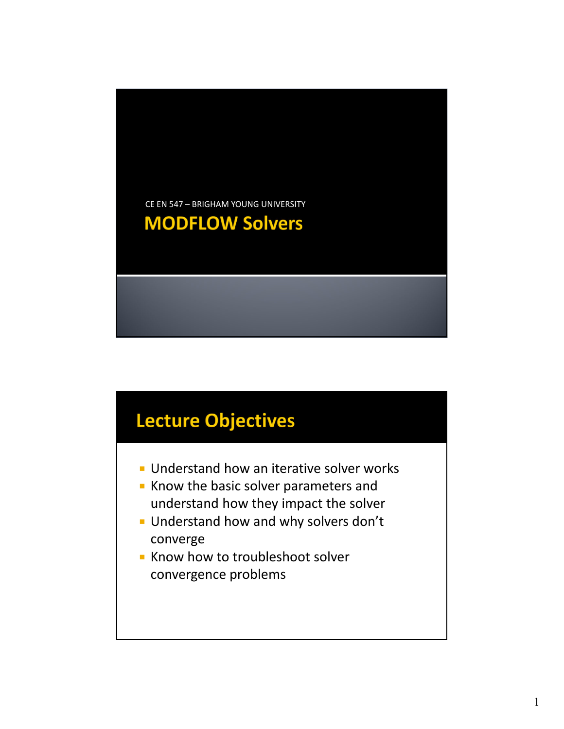CE EN 547 – BRIGHAM YOUNG UNIVERSITY

# MODFLOW Solvers

## Lecture Objectives

- Understand how an iterative solver works
- Know the basic solver parameters and understand how they impact the solver
- Understand how and why solvers don't converge
- Know how to troubleshoot solver convergence problems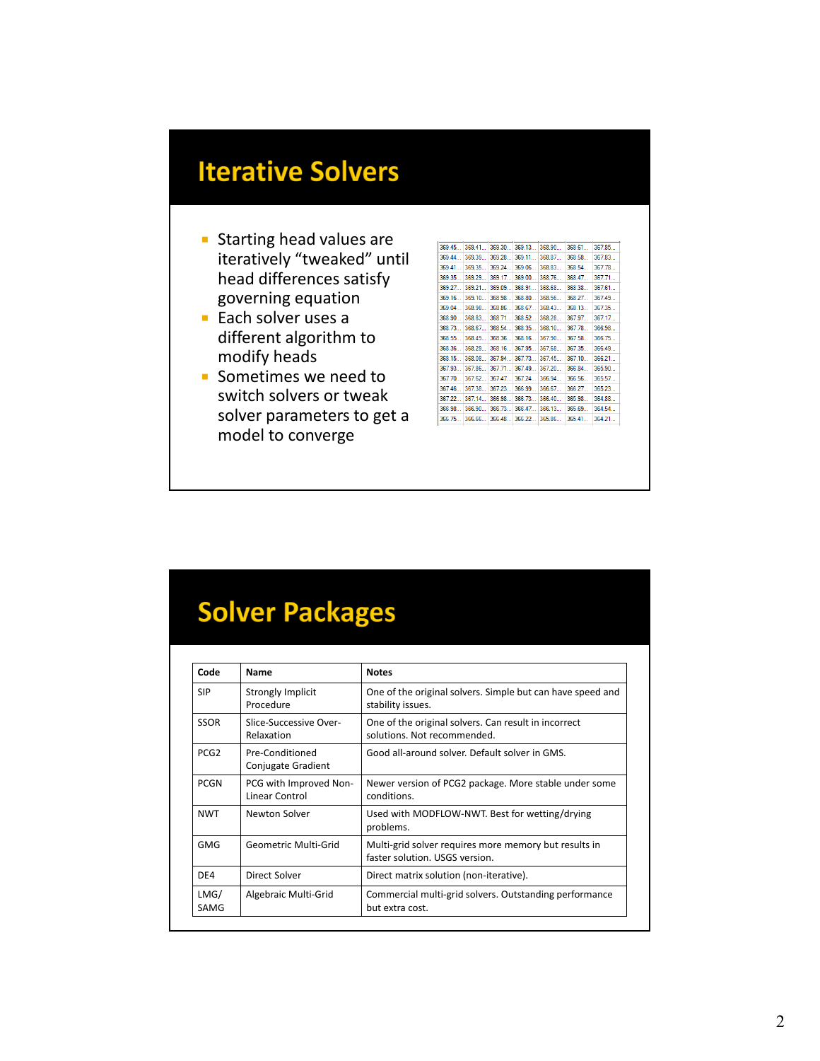# Iterative Solvers

- Starting head values are iteratively "tweaked" until head differences satisfy governing equation
- Each solver uses a different algorithm to modify heads
- Sometimes we need to switch solvers or tweak solver parameters to get a model to converge

# Solver Packages

| Code | Name | Notes |
|---|---|---|
| SIP | Strongly Implicit Procedure | One of the original solvers. Simple but can have speed and stability issues. |
| SSOR | Slice-Successive Over-Relaxation | One of the original solvers. Can result in incorrect solutions. Not recommended. |
| PCG2 | Pre-Conditioned Conjugate Gradient | Good all-around solver. Default solver in GMS. |
| PCGN | PCG with Improved Non-Linear Control | Newer version of PCG2 package. More stable under some conditions. |
| NWT | Newton Solver | Used with MODFLOW-NWT. Best for wetting/drying problems. |
| GMG | Geometric Multi-Grid | Multi-grid solver requires more memory but results in faster solution. USGS version. |
| DE4 | Direct Solver | Direct matrix solution (non-iterative). |
| LMG/ SAMG | Algebraic Multi-Grid | Commercial multi-grid solvers. Outstanding performance but extra cost. |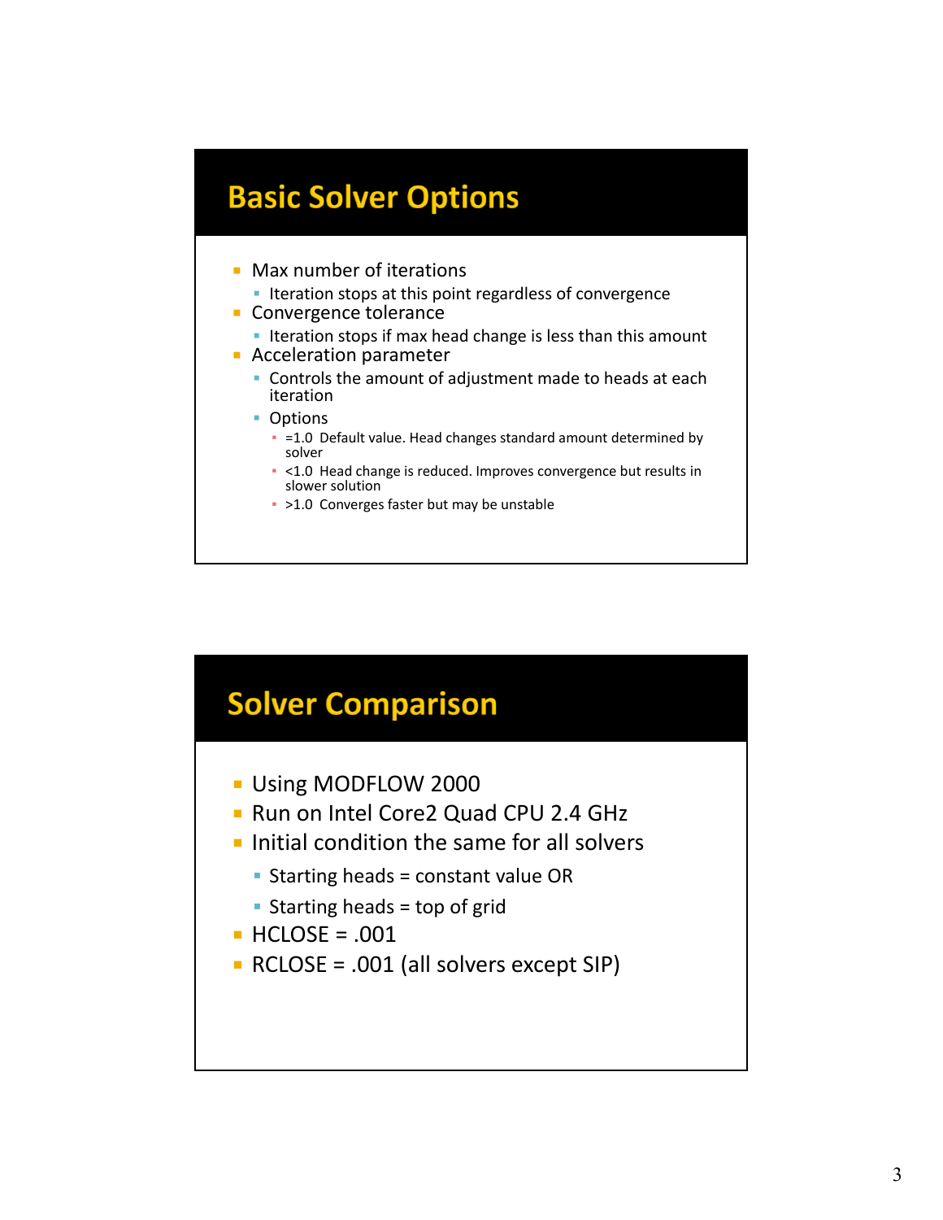## Basic Solver Options

- Max number of iterations
  - Iteration stops at this point regardless of convergence
- Convergence tolerance
  - Iteration stops if max head change is less than this amount
- Acceleration parameter
  - Controls the amount of adjustment made to heads at each iteration
  - Options
    - =1.0 Default value. Head changes standard amount determined by solver
    - <1.0 Head change is reduced. Improves convergence but results in slower solution
    - >1.0 Converges faster but may be unstable

## Solver Comparison

- Using MODFLOW 2000
- Run on Intel Core2 Quad CPU 2.4 GHz
- Initial condition the same for all solvers
  - Starting heads = constant value OR
  - Starting heads = top of grid
- HCLOSE = .001
- RCLOSE = .001 (all solvers except SIP)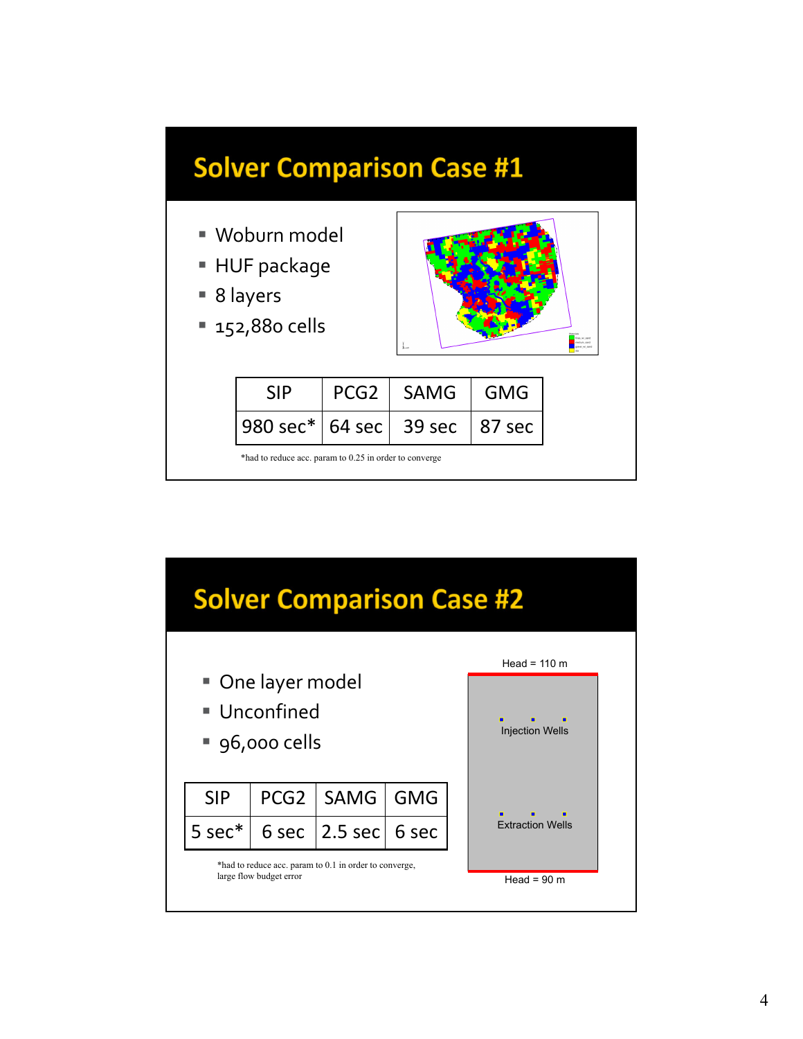## Solver Comparison Case #1

- Woburn model
- HUF package
- 8 layers
- 152,880 cells

| SIP | PCG2 | SAMG | GMG |
|---|---|---|---|
| 980 sec* | 64 sec | 39 sec | 87 sec |

*had to reduce acc. param to 0.25 in order to converge

## Solver Comparison Case #2

- One layer model
- Unconfined
- 96,000 cells

| SIP | PCG2 | SAMG | GMG |
|---|---|---|---|
| 5 sec* | 6 sec | 2.5 sec | 6 sec |

*had to reduce acc. param to 0.1 in order to converge, large flow budget error

Head = 110 m

Injection Wells

Extraction Wells

Head = 90 m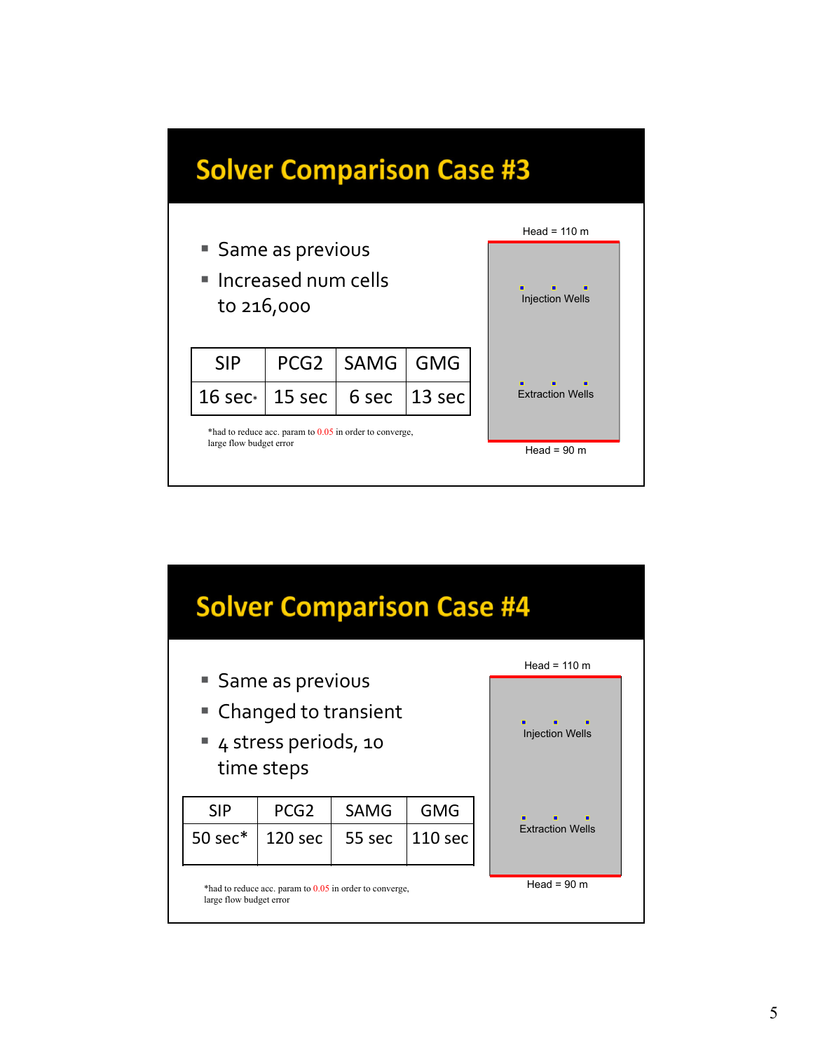# Solver Comparison Case #3

- Same as previous
- Increased num cells to 216,000

| SIP | PCG2 | SAMG | GMG |
|---|---|---|---|
| 16 sec* | 15 sec | 6 sec | 13 sec |

*had to reduce acc. param to 0.05 in order to converge, large flow budget error

Head = 110 m

Injection Wells

Extraction Wells

Head = 90 m

# Solver Comparison Case #4

- Same as previous
- Changed to transient
- 4 stress periods, 10 time steps

| SIP | PCG2 | SAMG | GMG |
|---|---|---|---|
| 50 sec* | 120 sec | 55 sec | 110 sec |

*had to reduce acc. param to 0.05 in order to converge, large flow budget error

Head = 110 m

Injection Wells

Extraction Wells

Head = 90 m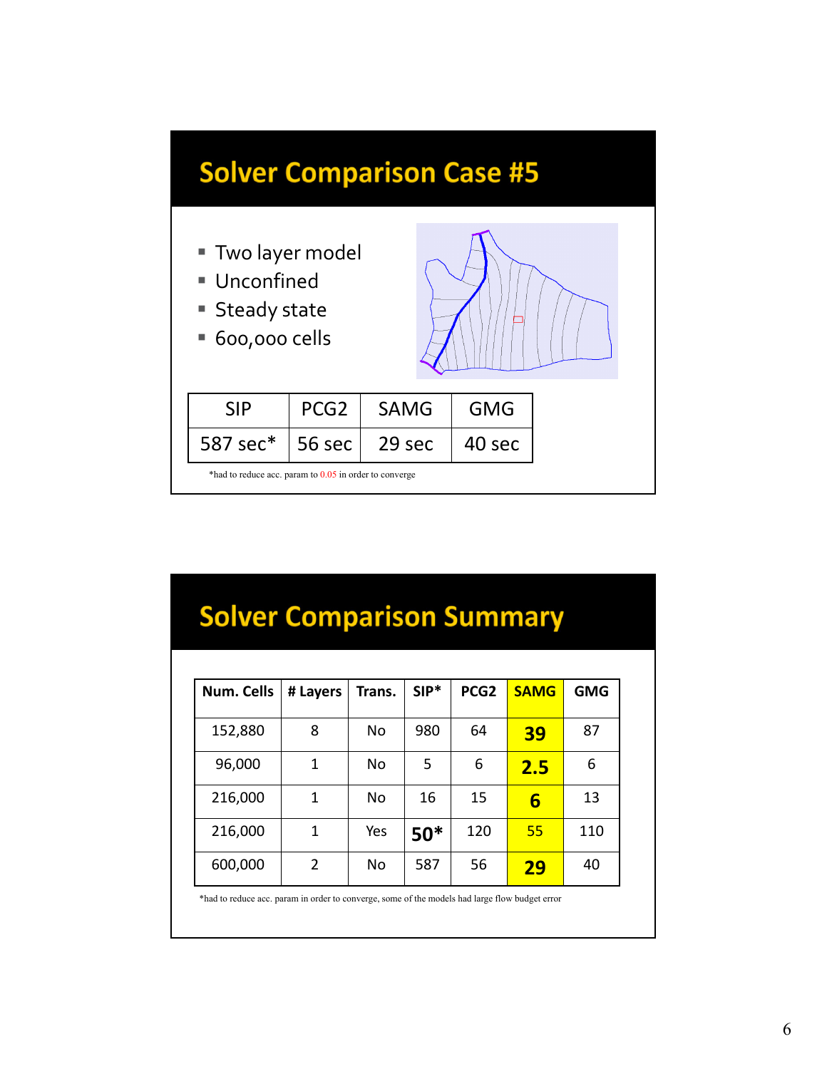## Solver Comparison Case #5

- Two layer model
- Unconfined
- Steady state
- 600,000 cells

| SIP | PCG2 | SAMG | GMG |
|---|---|---|---|
| 587 sec* | 56 sec | 29 sec | 40 sec |

*had to reduce acc. param to 0.05 in order to converge

## Solver Comparison Summary

| Num. Cells | # Layers | Trans. | SIP* | PCG2 | SAMG | GMG |
|---|---|---|---|---|---|---|
| 152,880 | 8 | No | 980 | 64 | **39** | 87 |
| 96,000 | 1 | No | 5 | 6 | **2.5** | 6 |
| 216,000 | 1 | No | 16 | 15 | **6** | 13 |
| 216,000 | 1 | Yes | **50*** | 120 | 55 | 110 |
| 600,000 | 2 | No | 587 | 56 | **29** | 40 |

*had to reduce acc. param in order to converge, some of the models had large flow budget error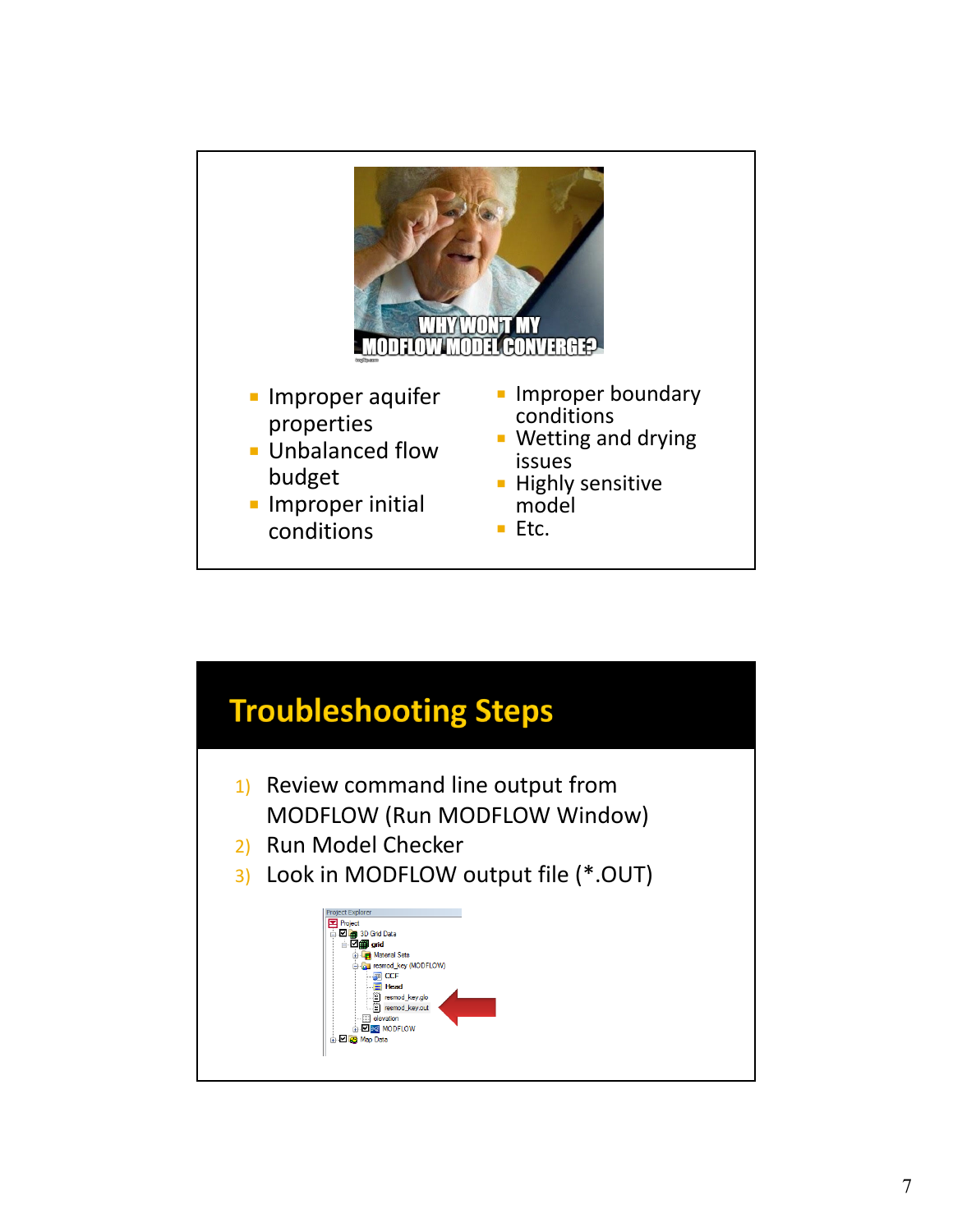WHY WON'T MY MODFLOW MODEL CONVERGE?

- Improper aquifer properties
- Unbalanced flow budget
- Improper initial conditions
- Improper boundary conditions
- Wetting and drying issues
- Highly sensitive model
- Etc.

## Troubleshooting Steps

1) Review command line output from MODFLOW (Run MODFLOW Window)
2) Run Model Checker
3) Look in MODFLOW output file (*.OUT)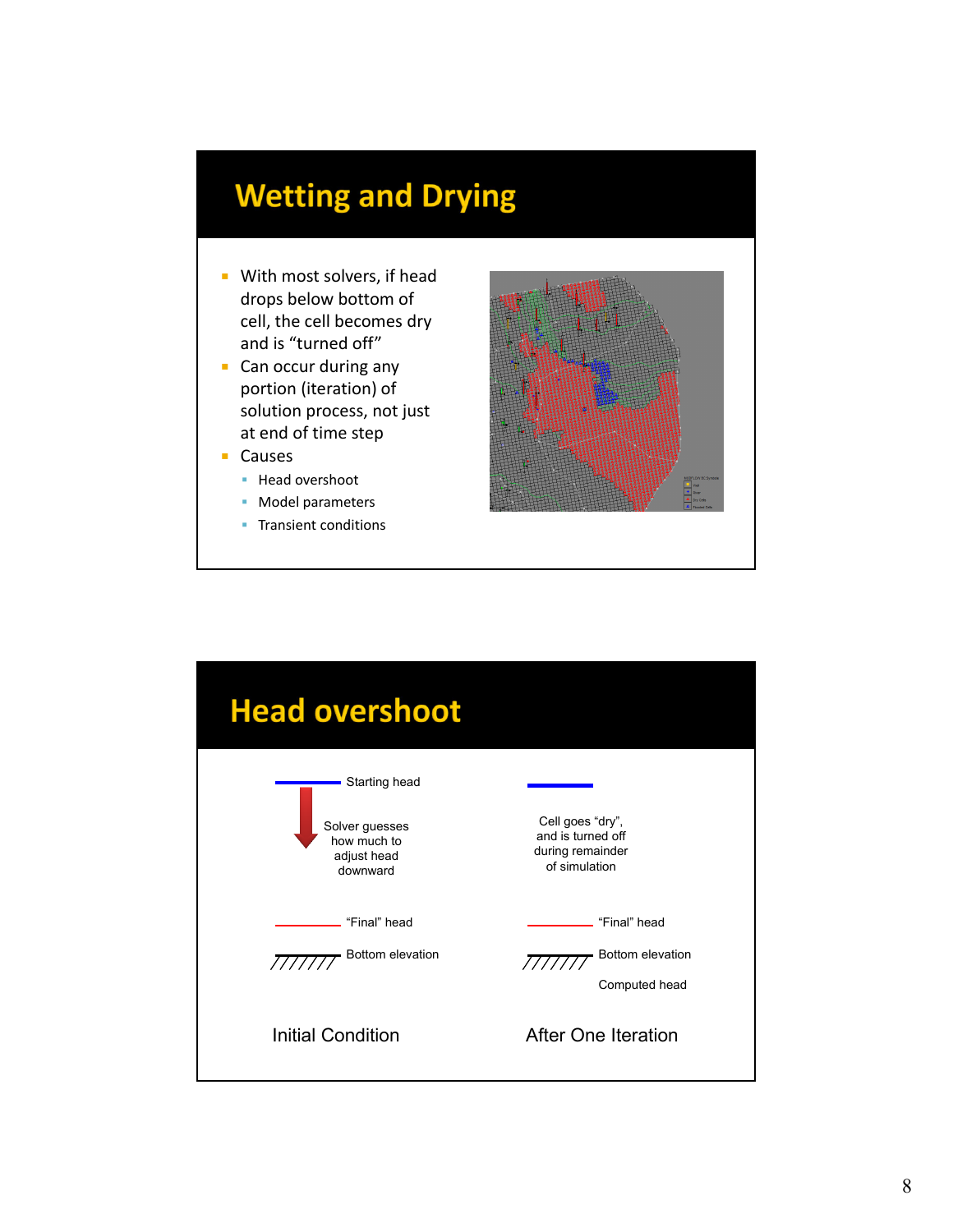# Wetting and Drying

- With most solvers, if head drops below bottom of cell, the cell becomes dry and is "turned off"
- Can occur during any portion (iteration) of solution process, not just at end of time step
- Causes
  - Head overshoot
  - Model parameters
  - Transient conditions

# Head overshoot

Starting head

Solver guesses how much to adjust head downward

"Final" head

Bottom elevation

Initial Condition

Cell goes "dry", and is turned off during remainder of simulation

"Final" head

Bottom elevation

Computed head

After One Iteration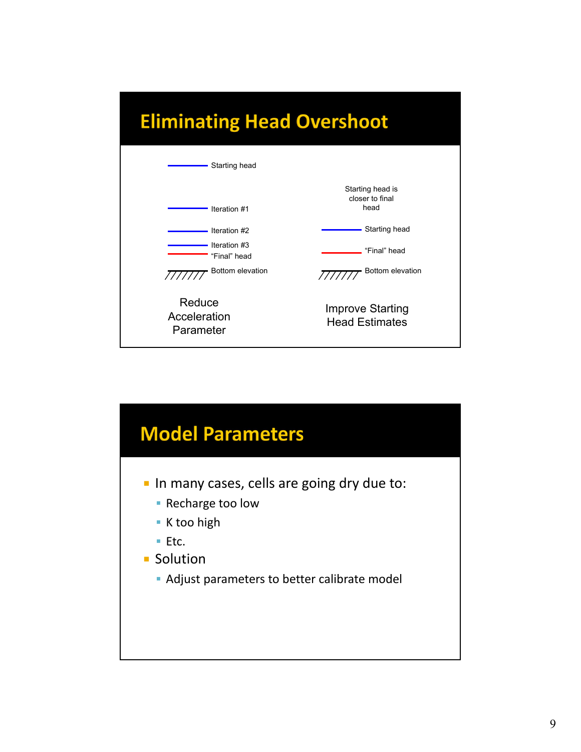## Eliminating Head Overshoot

Starting head

Iteration #1

Iteration #2

Iteration #3

"Final" head

Bottom elevation

Reduce Acceleration Parameter

Starting head is closer to final head

Starting head

"Final" head

Bottom elevation

Improve Starting Head Estimates

## Model Parameters

- In many cases, cells are going dry due to:
  - Recharge too low
  - K too high
  - Etc.
- Solution
  - Adjust parameters to better calibrate model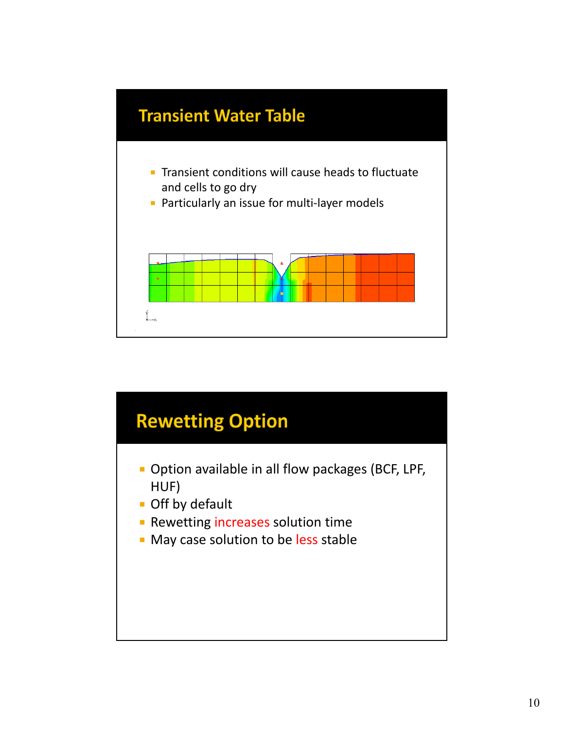## Transient Water Table

- Transient conditions will cause heads to fluctuate and cells to go dry
- Particularly an issue for multi-layer models

## Rewetting Option

- Option available in all flow packages (BCF, LPF, HUF)
- Off by default
- Rewetting increases solution time
- May case solution to be less stable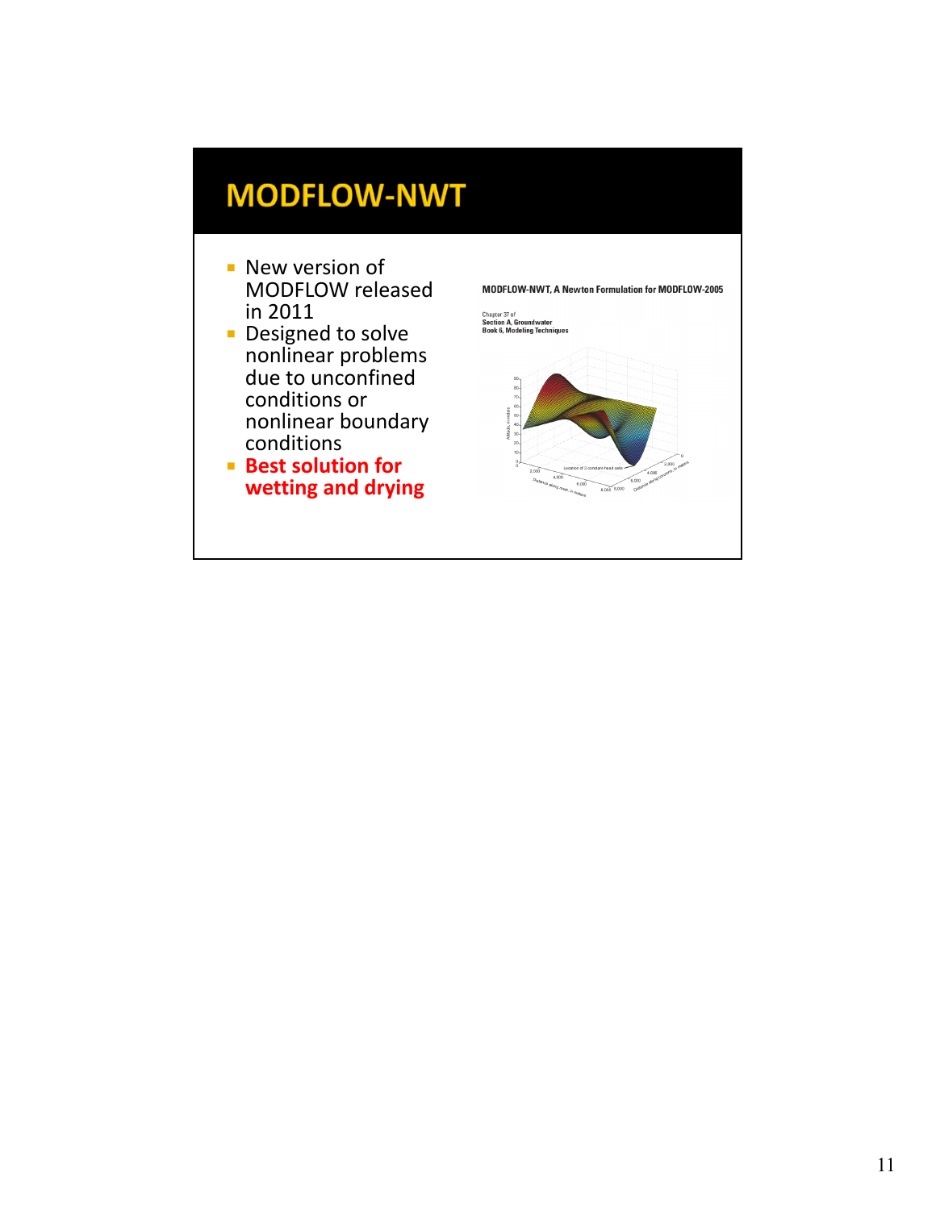# MODFLOW-NWT

- New version of MODFLOW released in 2011
- Designed to solve nonlinear problems due to unconfined conditions or nonlinear boundary conditions
- **Best solution for wetting and drying**

MODFLOW-NWT, A Newton Formulation for MODFLOW-2005

Chapter 37 of
Section A, Groundwater
Book 6, Modeling Techniques